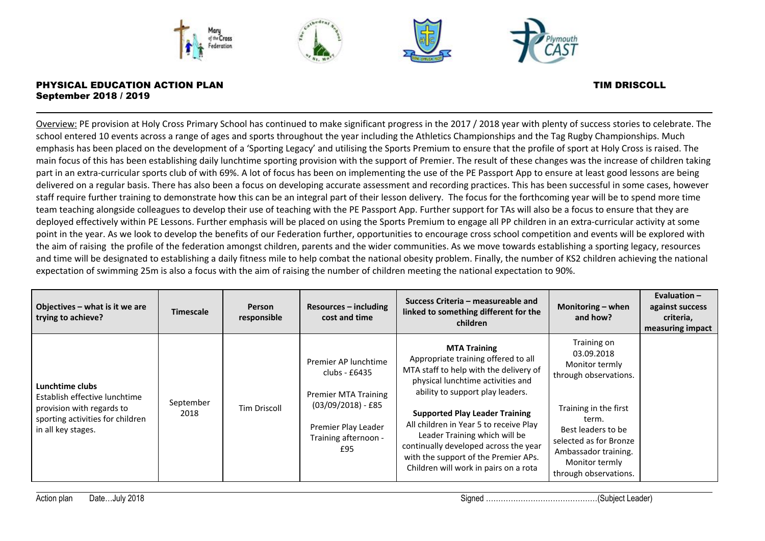# PHYSICAL EDUCATION ACTION PLAN

**TIM DRISCOLL**

**September 2018 / 2019**

Overview: PE provision at Holy Cross Primary School has continued to make significant progress in the 2017 / 2018 year with plenty of success stories to celebrate. The school entered 10 events across a range of ages and sports throughout the year including the Athletics Championships and the Tag Rugby Championships. Much emphasis has been placed on the development of a 'Sporting Legacy' and utilising the Sports Premium to ensure that the profile of sport at Holy Cross is raised. The main focus of this has been establishing daily lunchtime sporting provision with the support of Premier. The result of these changes was the increase of children taking part in an extra-curricular sports club of with 69%. A lot of focus has been on implementing the use of the PE Passport App to ensure at least good lessons are being delivered on a regular basis. There has also been a focus on developing accurate assessment and recording practices. This has been successful in some cases, however staff require further training to demonstrate how this can be an integral part of their lesson delivery. The focus for the forthcoming year will be to spend more time team teaching alongside colleagues to develop their use of teaching with the PE Passport App. Further support for TAs will also be a focus to ensure that they are deployed effectively within PE Lessons. Further emphasis will be placed on using the Sports Premium to engage all PP children in an extra-curricular activity at some point in the year. As we look to develop the benefits of our Federation further, opportunities to encourage cross school competition and events will be explored with the aim of raising the profile of the federation amongst children, parents and the wider communities. As we move towards establishing a sporting legacy, resources and time will be designated to establishing a daily fitness mile to help combat the national obesity problem. Finally, the number of KS2 children achieving the national expectation of swimming 25m is also a focus with the aim of raising the number of children meeting the national expectation to 90%.

| Objectives – what is it we are trying to achieve? | Timescale | Person responsible | Resources – including cost and time | Success Criteria – measureable and linked to something different for the children | Monitoring – when and how? | Evaluation – against success criteria, measuring impact |
|---|---|---|---|---|---|---|
| **Lunchtime clubs**<br>Establish effective lunchtime provision with regards to sporting activities for children in all key stages. | September 2018 | Tim Driscoll | Premier AP lunchtime clubs - £6435<br><br>Premier MTA Training (03/09/2018) - £85<br><br>Premier Play Leader Training afternoon - £95 | **MTA Training**<br>Appropriate training offered to all MTA staff to help with the delivery of physical lunchtime activities and ability to support play leaders.<br><br>**Supported Play Leader Training**<br>All children in Year 5 to receive Play Leader Training which will be continually developed across the year with the support of the Premier APs. Children will work in pairs on a rota | Training on 03.09.2018<br>Monitor termly through observations.<br><br>Training in the first term.<br>Best leaders to be selected as for Bronze Ambassador training.<br>Monitor termly through observations. | |

Action plan Date…July 2018 Signed ……………………………………(Subject Leader)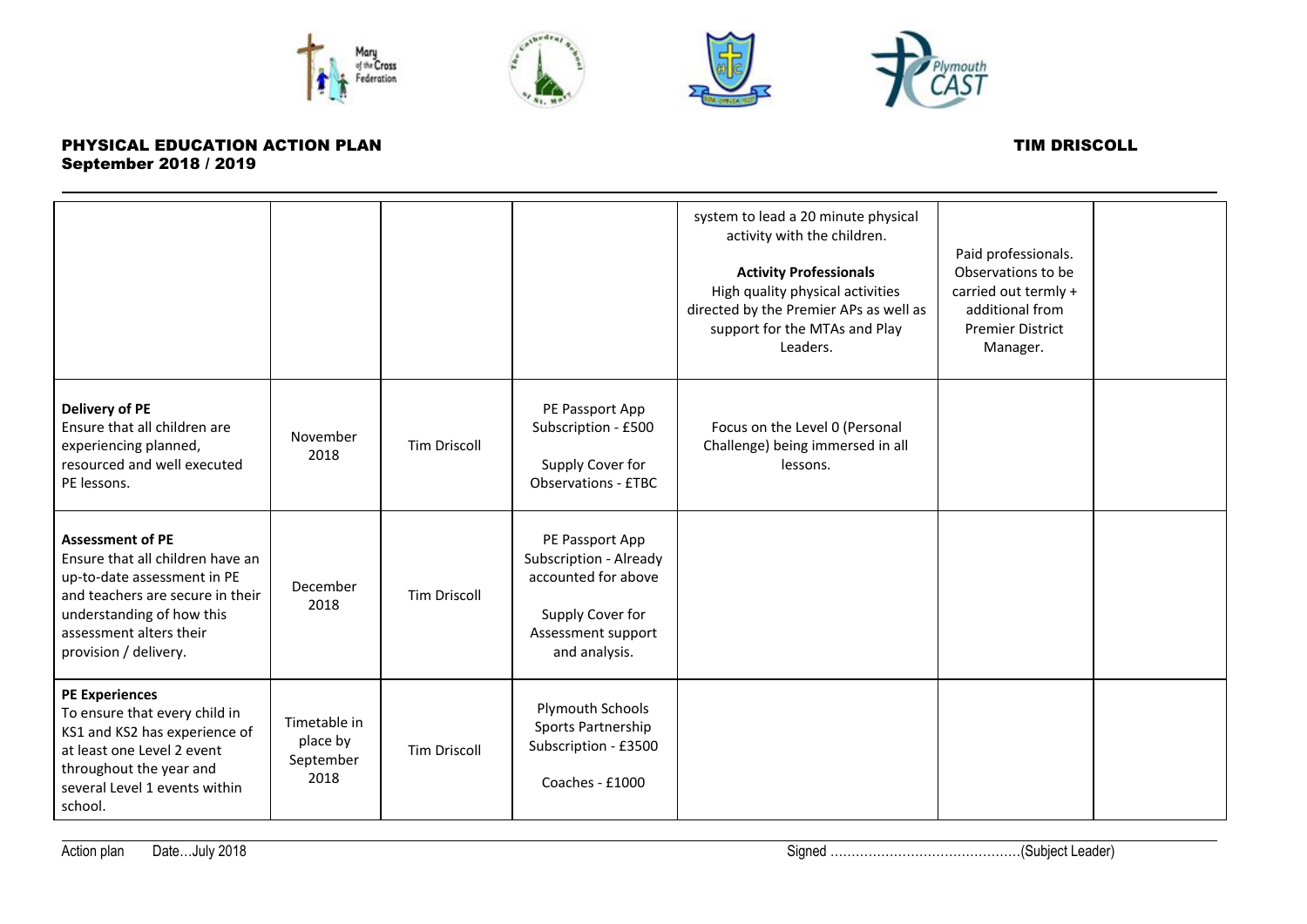**PHYSICAL EDUCATION ACTION PLAN**
**September 2018 / 2019**

**TIM DRISCOLL**

| | | | | | | |
|---|---|---|---|---|---|---|
| | | | | system to lead a 20 minute physical activity with the children.<br><br>**Activity Professionals**<br>High quality physical activities directed by the Premier APs as well as support for the MTAs and Play Leaders. | Paid professionals. Observations to be carried out termly + additional from Premier District Manager. | |
| **Delivery of PE**<br>Ensure that all children are experiencing planned, resourced and well executed PE lessons. | November 2018 | Tim Driscoll | PE Passport App Subscription - £500<br><br>Supply Cover for Observations - £TBC | Focus on the Level 0 (Personal Challenge) being immersed in all lessons. | | |
| **Assessment of PE**<br>Ensure that all children have an up-to-date assessment in PE and teachers are secure in their understanding of how this assessment alters their provision / delivery. | December 2018 | Tim Driscoll | PE Passport App Subscription - Already accounted for above<br><br>Supply Cover for Assessment support and analysis. | | | |
| **PE Experiences**<br>To ensure that every child in KS1 and KS2 has experience of at least one Level 2 event throughout the year and several Level 1 events within school. | Timetable in place by September 2018 | Tim Driscoll | Plymouth Schools Sports Partnership Subscription - £3500<br><br>Coaches - £1000 | | | |

Action plan  Date…July 2018  Signed ……………………………………….(Subject Leader)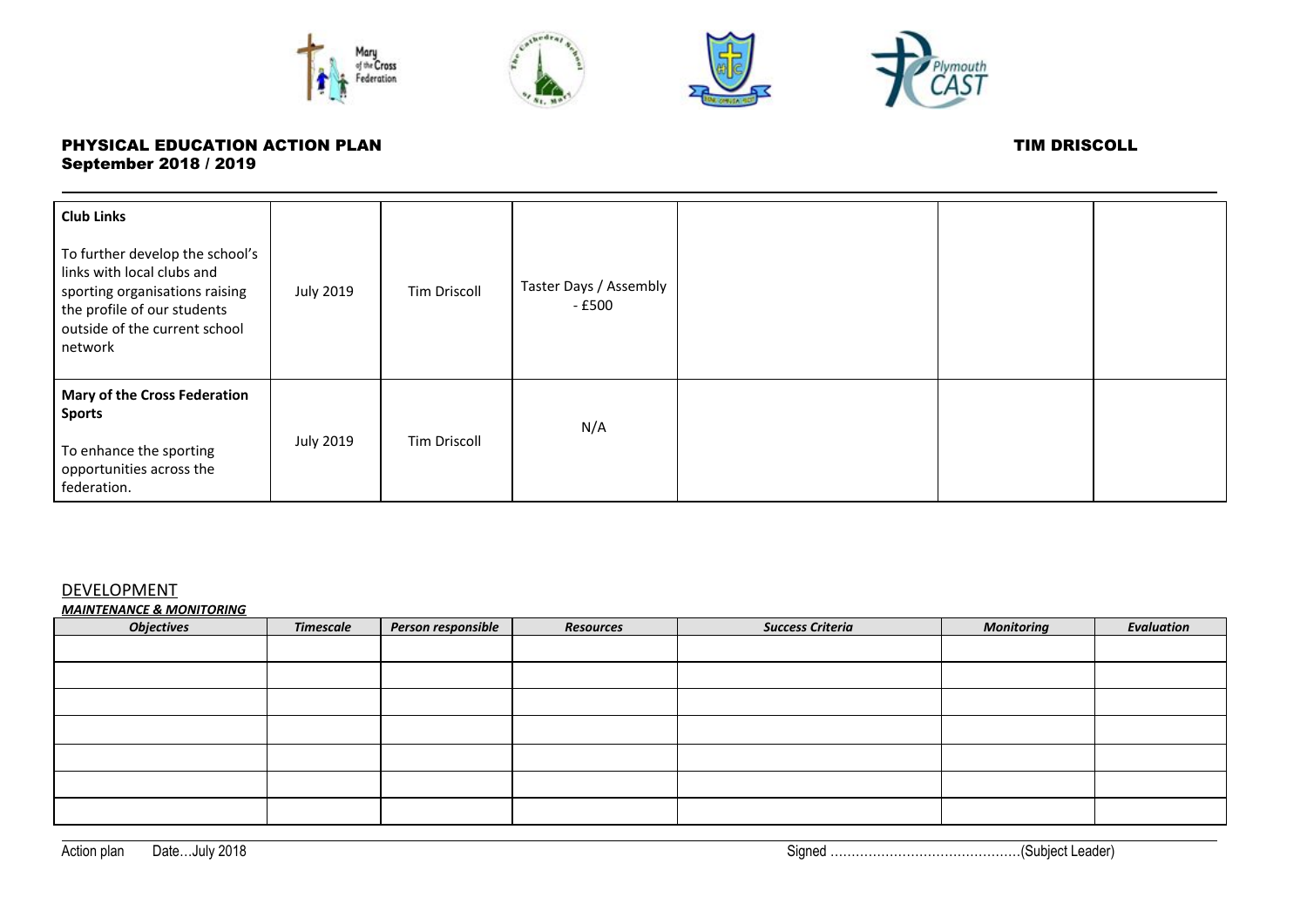**PHYSICAL EDUCATION ACTION PLAN** **TIM DRISCOLL**
**September 2018 / 2019**

| Objectives | Timescale | Person responsible | Resources | Success Criteria | Monitoring | Evaluation |
|---|---|---|---|---|---|---|
| **Club Links**<br><br>To further develop the school's links with local clubs and sporting organisations raising the profile of our students outside of the current school network | July 2019 | Tim Driscoll | Taster Days / Assembly - £500 | | | |
| **Mary of the Cross Federation Sports**<br><br>To enhance the sporting opportunities across the federation. | July 2019 | Tim Driscoll | N/A | | | |

## DEVELOPMENT

***MAINTENANCE & MONITORING***

| *Objectives* | *Timescale* | *Person responsible* | *Resources* | *Success Criteria* | *Monitoring* | *Evaluation* |
|---|---|---|---|---|---|---|
| | | | | | | |
| | | | | | | |
| | | | | | | |
| | | | | | | |
| | | | | | | |
| | | | | | | |
| | | | | | | |

Action plan Date…July 2018 Signed ……………………………………..(Subject Leader)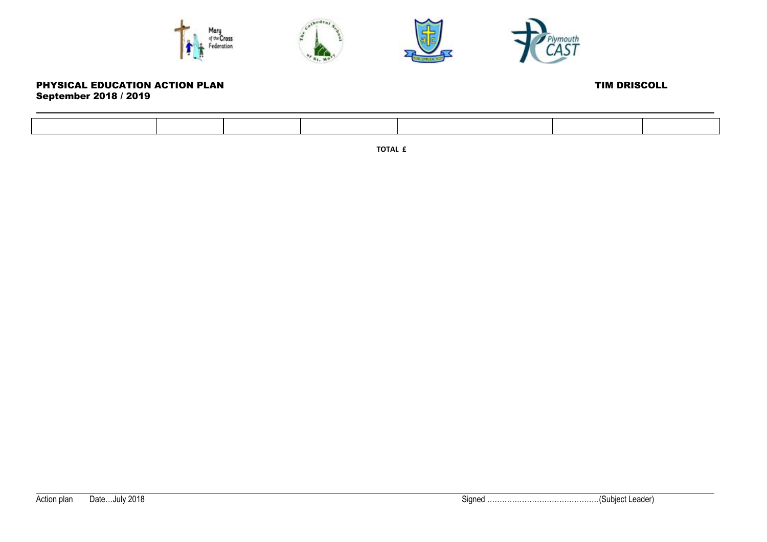| | | | | | | |
|---|---|---|---|---|---|---|

**TOTAL £**